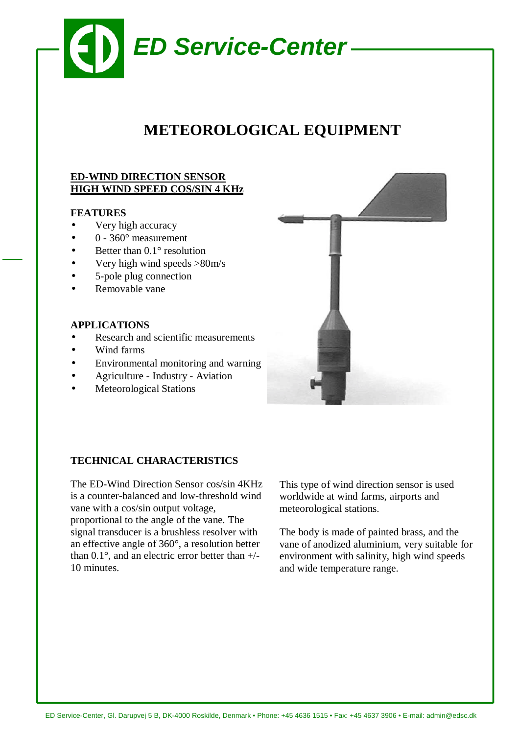# ED Service-Center

## METEOROLOGICAL EQUIPMENT

### ED-WIND DIRECTION SENSOR
### HIGH WIND SPEED COS/SIN 4 KHz

**FEATURES**

- Very high accuracy
- 0 - 360° measurement
- Better than 0.1° resolution
- Very high wind speeds >80m/s
- 5-pole plug connection
- Removable vane

**APPLICATIONS**

- Research and scientific measurements
- Wind farms
- Environmental monitoring and warning
- Agriculture - Industry - Aviation
- Meteorological Stations

**TECHNICAL CHARACTERISTICS**

The ED-Wind Direction Sensor cos/sin 4KHz is a counter-balanced and low-threshold wind vane with a cos/sin output voltage, proportional to the angle of the vane. The signal transducer is a brushless resolver with an effective angle of 360°, a resolution better than 0.1°, and an electric error better than +/- 10 minutes.

This type of wind direction sensor is used worldwide at wind farms, airports and meteorological stations.

The body is made of painted brass, and the vane of anodized aluminium, very suitable for environment with salinity, high wind speeds and wide temperature range.

ED Service-Center, Gl. Darupvej 5 B, DK-4000 Roskilde, Denmark • Phone: +45 4636 1515 • Fax: +45 4637 3906 • E-mail: admin@edsc.dk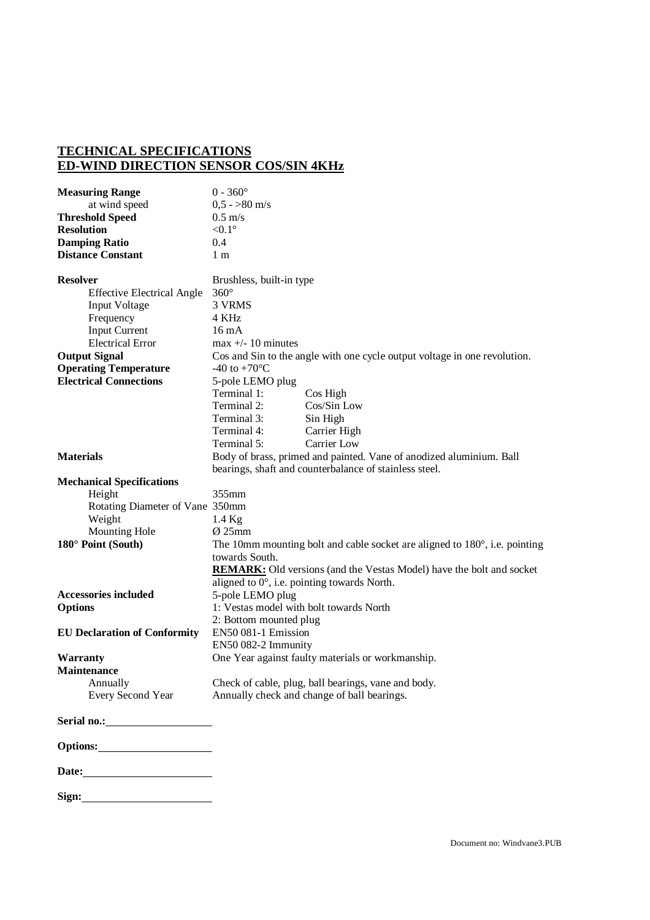# TECHNICAL SPECIFICATIONS
# ED-WIND DIRECTION SENSOR COS/SIN 4KHz

| | | |
|---|---|---|
| **Measuring Range** | 0 - 360° | |
| at wind speed | 0,5 - >80 m/s | |
| **Threshold Speed** | 0.5 m/s | |
| **Resolution** | <0.1° | |
| **Damping Ratio** | 0.4 | |
| **Distance Constant** | 1 m | |
| | | |
| **Resolver** | Brushless, built-in type | |
| Effective Electrical Angle | 360° | |
| Input Voltage | 3 VRMS | |
| Frequency | 4 KHz | |
| Input Current | 16 mA | |
| Electrical Error | max +/- 10 minutes | |
| **Output Signal** | Cos and Sin to the angle with one cycle output voltage in one revolution. | |
| **Operating Temperature** | -40 to +70°C | |
| **Electrical Connections** | 5-pole LEMO plug | |
| | Terminal 1: | Cos High |
| | Terminal 2: | Cos/Sin Low |
| | Terminal 3: | Sin High |
| | Terminal 4: | Carrier High |
| | Terminal 5: | Carrier Low |
| **Materials** | Body of brass, primed and painted. Vane of anodized aluminium. Ball bearings, shaft and counterbalance of stainless steel. | |
| **Mechanical Specifications** | | |
| Height | 355mm | |
| Rotating Diameter of Vane | 350mm | |
| Weight | 1.4 Kg | |
| Mounting Hole | Ø 25mm | |
| **180° Point (South)** | The 10mm mounting bolt and cable socket are aligned to 180°, i.e. pointing towards South. **REMARK:** Old versions (and the Vestas Model) have the bolt and socket aligned to 0°, i.e. pointing towards North. | |
| **Accessories included** | 5-pole LEMO plug | |
| **Options** | 1: Vestas model with bolt towards North<br>2: Bottom mounted plug | |
| **EU Declaration of Conformity** | EN50 081-1 Emission<br>EN50 082-2 Immunity | |
| **Warranty** | One Year against faulty materials or workmanship. | |
| **Maintenance** | | |
| Annually | Check of cable, plug, ball bearings, vane and body. | |
| Every Second Year | Annually check and change of ball bearings. | |

**Serial no.:** ____________________

**Options:** ____________________

**Date:** ____________________

**Sign:** ____________________

Document no: Windvane3.PUB